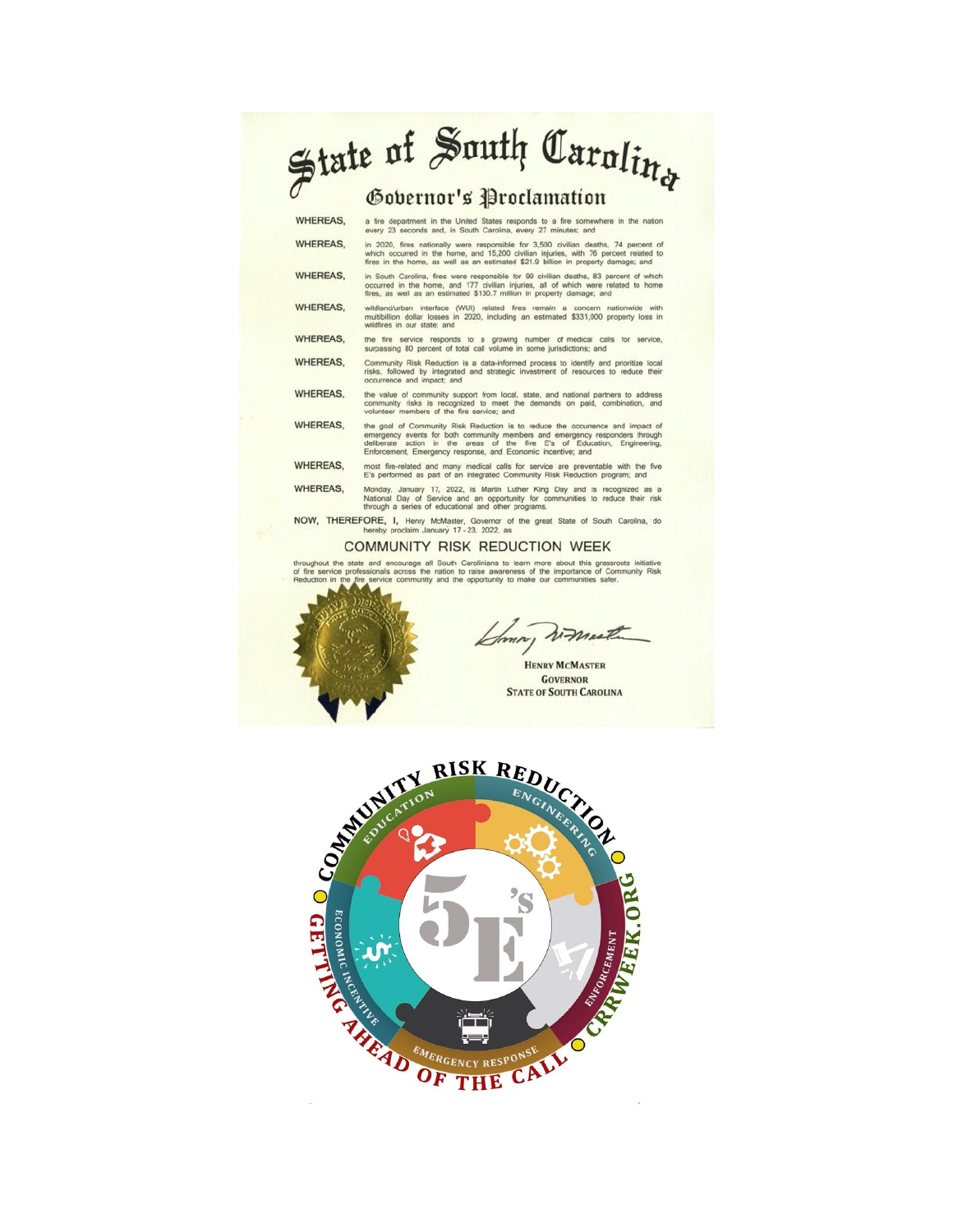# State of South Carolina

## Governor's Proclamation

**WHEREAS,** a fire department in the United States responds to a fire somewhere in the nation every 23 seconds and, in South Carolina, every 27 minutes; and

**WHEREAS,** in 2020, fires nationally were responsible for 3,500 civilian deaths, 74 percent of which occurred in the home, and 15,200 civilian injuries, with 76 percent related to fires in the home, as well as an estimated $21.9 billion in property damage; and

**WHEREAS,** in South Carolina, fires were responsible for 99 civilian deaths, 83 percent of which occurred in the home, and 177 civilian injuries, all of which were related to home fires, as well as an estimated $130.7 million in property damage; and

**WHEREAS,** wildland/urban interface (WUI) related fires remain a concern nationwide with multibillion dollar losses in 2020, including an estimated $331,000 property loss in wildfires in our state; and

**WHEREAS,** the fire service responds to a growing number of medical calls for service, surpassing 80 percent of total call volume in some jurisdictions; and

**WHEREAS,** Community Risk Reduction is a data-informed process to identify and prioritize local risks, followed by integrated and strategic investment of resources to reduce their occurrence and impact; and

**WHEREAS,** the value of community support from local, state, and national partners to address community risks is recognized to meet the demands on paid, combination, and volunteer members of the fire service; and

**WHEREAS,** the goal of Community Risk Reduction is to reduce the occurrence and impact of emergency events for both community members and emergency responders through deliberate action in the areas of the five E's of Education, Engineering, Enforcement, Emergency response, and Economic incentive; and

**WHEREAS,** most fire-related and many medical calls for service are preventable with the five E's performed as part of an integrated Community Risk Reduction program; and

**WHEREAS,** Monday, January 17, 2022, is Martin Luther King Day and is recognized as a National Day of Service and an opportunity for communities to reduce their risk through a series of educational and other programs.

**NOW, THEREFORE, I,** Henry McMaster, Governor of the great State of South Carolina, do hereby proclaim January 17 - 23, 2022, as

### COMMUNITY RISK REDUCTION WEEK

throughout the state and encourage all South Carolinians to learn more about this grassroots initiative of fire service professionals across the nation to raise awareness of the importance of Community Risk Reduction in the fire service community and the opportunity to make our communities safer.

HENRY MCMASTER
GOVERNOR
STATE OF SOUTH CAROLINA

COMMUNITY RISK REDUCTION — EDUCATION — ENGINEERING — ENFORCEMENT — EMERGENCY RESPONSE — ECONOMIC INCENTIVE — 5 E's

GETTING AHEAD OF THE CALL — CRRWEEK.ORG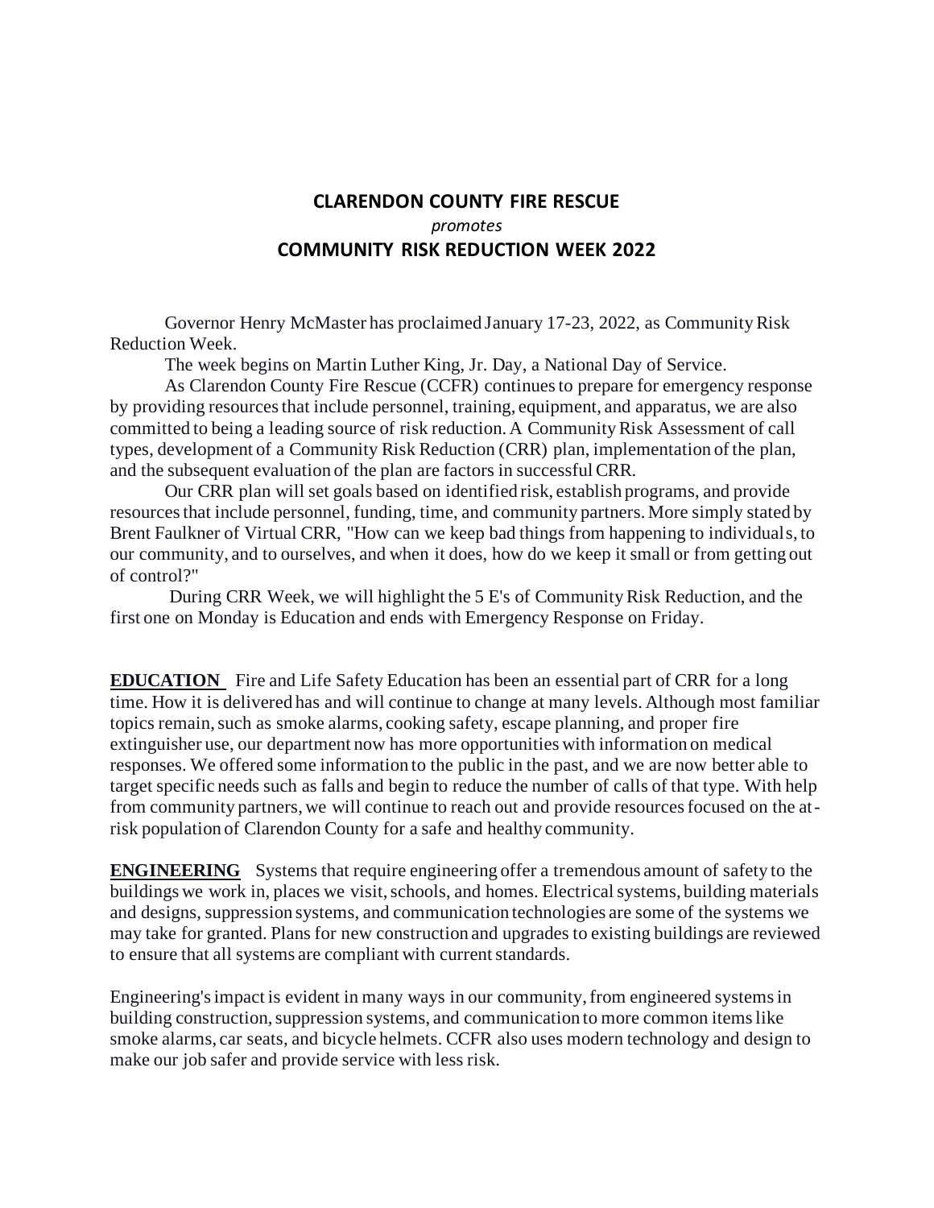## CLARENDON COUNTY FIRE RESCUE

*promotes*

## COMMUNITY RISK REDUCTION WEEK 2022

Governor Henry McMaster has proclaimed January 17-23, 2022, as Community Risk Reduction Week.

The week begins on Martin Luther King, Jr. Day, a National Day of Service.

As Clarendon County Fire Rescue (CCFR) continues to prepare for emergency response by providing resources that include personnel, training, equipment, and apparatus, we are also committed to being a leading source of risk reduction. A Community Risk Assessment of call types, development of a Community Risk Reduction (CRR) plan, implementation of the plan, and the subsequent evaluation of the plan are factors in successful CRR.

Our CRR plan will set goals based on identified risk, establish programs, and provide resources that include personnel, funding, time, and community partners. More simply stated by Brent Faulkner of Virtual CRR, "How can we keep bad things from happening to individuals, to our community, and to ourselves, and when it does, how do we keep it small or from getting out of control?"

During CRR Week, we will highlight the 5 E's of Community Risk Reduction, and the first one on Monday is Education and ends with Emergency Response on Friday.

**EDUCATION** Fire and Life Safety Education has been an essential part of CRR for a long time. How it is delivered has and will continue to change at many levels. Although most familiar topics remain, such as smoke alarms, cooking safety, escape planning, and proper fire extinguisher use, our department now has more opportunities with information on medical responses. We offered some information to the public in the past, and we are now better able to target specific needs such as falls and begin to reduce the number of calls of that type. With help from community partners, we will continue to reach out and provide resources focused on the at-risk population of Clarendon County for a safe and healthy community.

**ENGINEERING** Systems that require engineering offer a tremendous amount of safety to the buildings we work in, places we visit, schools, and homes. Electrical systems, building materials and designs, suppression systems, and communication technologies are some of the systems we may take for granted. Plans for new construction and upgrades to existing buildings are reviewed to ensure that all systems are compliant with current standards.

Engineering's impact is evident in many ways in our community, from engineered systems in building construction, suppression systems, and communication to more common items like smoke alarms, car seats, and bicycle helmets. CCFR also uses modern technology and design to make our job safer and provide service with less risk.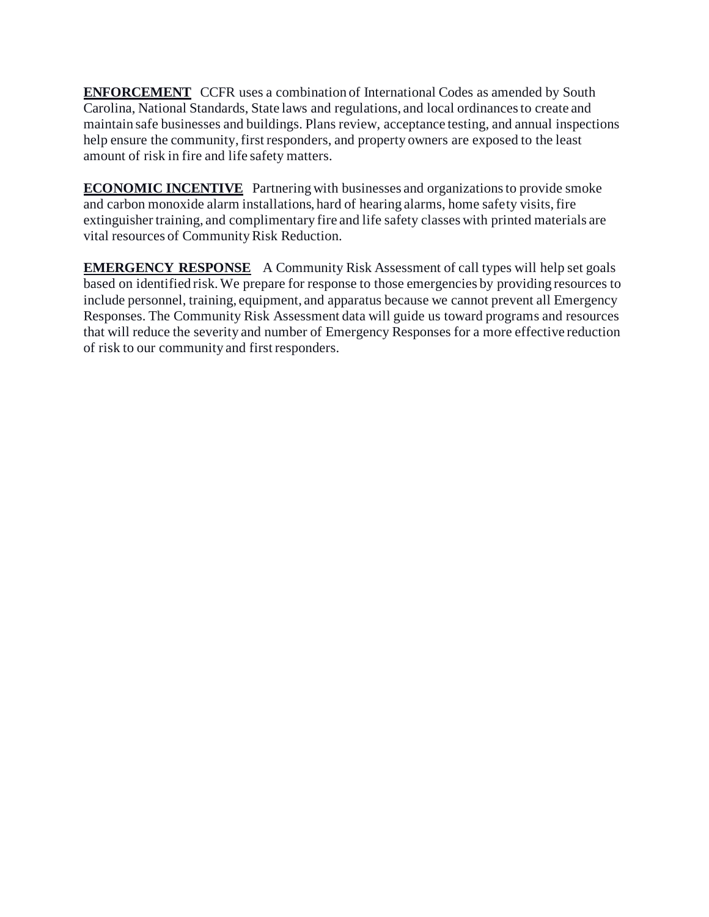**ENFORCEMENT** CCFR uses a combination of International Codes as amended by South Carolina, National Standards, State laws and regulations, and local ordinances to create and maintain safe businesses and buildings. Plans review, acceptance testing, and annual inspections help ensure the community, first responders, and property owners are exposed to the least amount of risk in fire and life safety matters.

**ECONOMIC INCENTIVE** Partnering with businesses and organizations to provide smoke and carbon monoxide alarm installations, hard of hearing alarms, home safety visits, fire extinguisher training, and complimentary fire and life safety classes with printed materials are vital resources of Community Risk Reduction.

**EMERGENCY RESPONSE** A Community Risk Assessment of call types will help set goals based on identified risk. We prepare for response to those emergencies by providing resources to include personnel, training, equipment, and apparatus because we cannot prevent all Emergency Responses. The Community Risk Assessment data will guide us toward programs and resources that will reduce the severity and number of Emergency Responses for a more effective reduction of risk to our community and first responders.